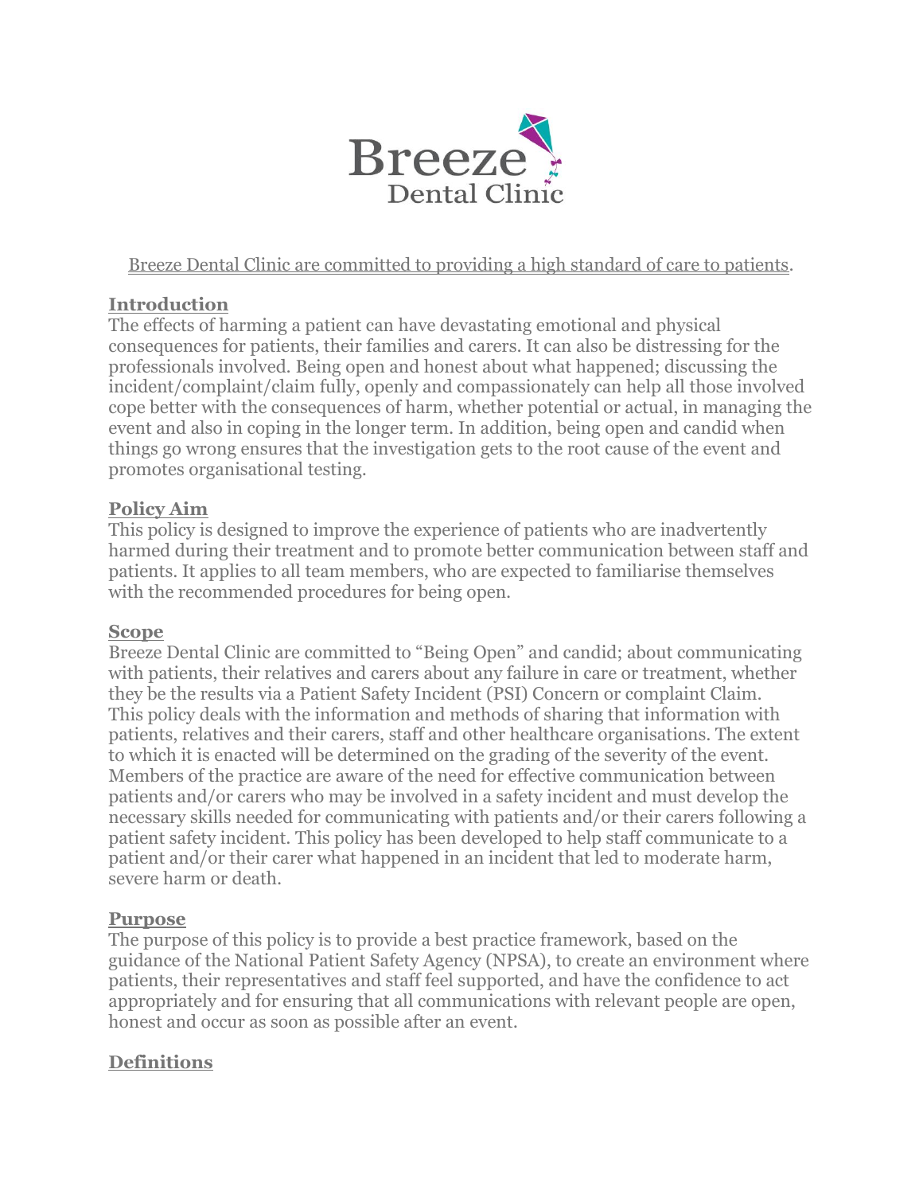Breeze Dental Clinic

Breeze Dental Clinic are committed to providing a high standard of care to patients.

## Introduction

The effects of harming a patient can have devastating emotional and physical consequences for patients, their families and carers. It can also be distressing for the professionals involved. Being open and honest about what happened; discussing the incident/complaint/claim fully, openly and compassionately can help all those involved cope better with the consequences of harm, whether potential or actual, in managing the event and also in coping in the longer term. In addition, being open and candid when things go wrong ensures that the investigation gets to the root cause of the event and promotes organisational testing.

## Policy Aim

This policy is designed to improve the experience of patients who are inadvertently harmed during their treatment and to promote better communication between staff and patients. It applies to all team members, who are expected to familiarise themselves with the recommended procedures for being open.

## Scope

Breeze Dental Clinic are committed to "Being Open" and candid; about communicating with patients, their relatives and carers about any failure in care or treatment, whether they be the results via a Patient Safety Incident (PSI) Concern or complaint Claim. This policy deals with the information and methods of sharing that information with patients, relatives and their carers, staff and other healthcare organisations. The extent to which it is enacted will be determined on the grading of the severity of the event. Members of the practice are aware of the need for effective communication between patients and/or carers who may be involved in a safety incident and must develop the necessary skills needed for communicating with patients and/or their carers following a patient safety incident. This policy has been developed to help staff communicate to a patient and/or their carer what happened in an incident that led to moderate harm, severe harm or death.

## Purpose

The purpose of this policy is to provide a best practice framework, based on the guidance of the National Patient Safety Agency (NPSA), to create an environment where patients, their representatives and staff feel supported, and have the confidence to act appropriately and for ensuring that all communications with relevant people are open, honest and occur as soon as possible after an event.

## Definitions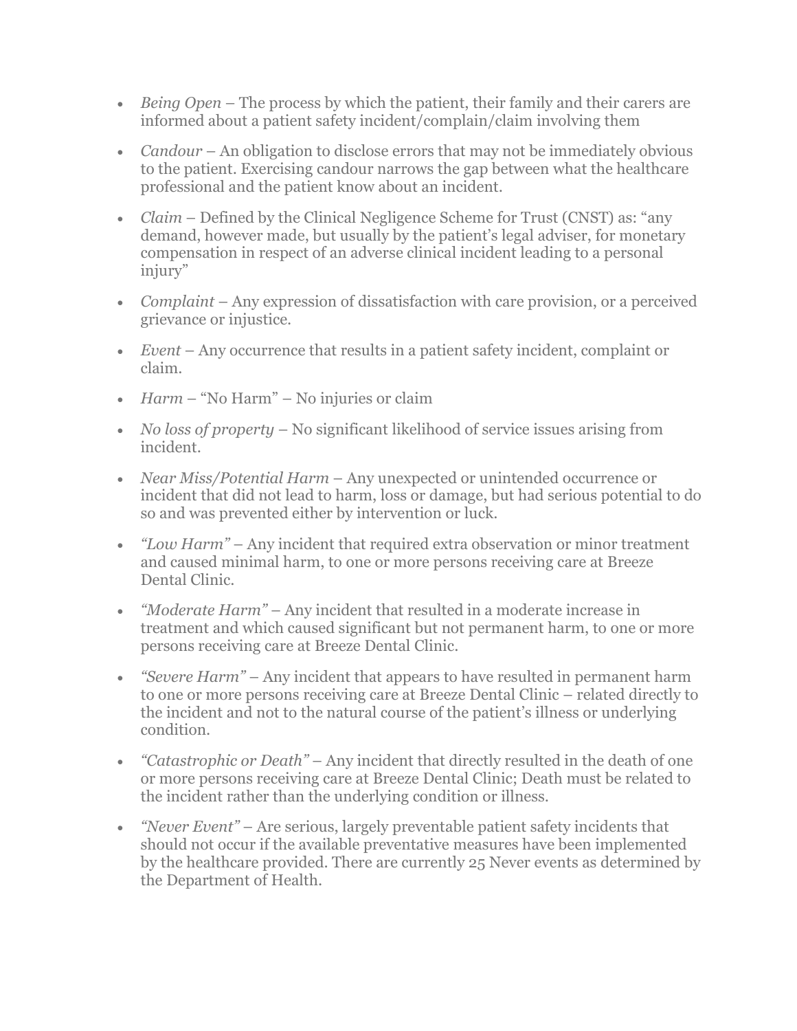- *Being Open* – The process by which the patient, their family and their carers are informed about a patient safety incident/complain/claim involving them

- *Candour* – An obligation to disclose errors that may not be immediately obvious to the patient. Exercising candour narrows the gap between what the healthcare professional and the patient know about an incident.

- *Claim* – Defined by the Clinical Negligence Scheme for Trust (CNST) as: "any demand, however made, but usually by the patient's legal adviser, for monetary compensation in respect of an adverse clinical incident leading to a personal injury"

- *Complaint* – Any expression of dissatisfaction with care provision, or a perceived grievance or injustice.

- *Event* – Any occurrence that results in a patient safety incident, complaint or claim.

- *Harm* – "No Harm" – No injuries or claim

- *No loss of property* – No significant likelihood of service issues arising from incident.

- *Near Miss/Potential Harm* – Any unexpected or unintended occurrence or incident that did not lead to harm, loss or damage, but had serious potential to do so and was prevented either by intervention or luck.

- *"Low Harm"* – Any incident that required extra observation or minor treatment and caused minimal harm, to one or more persons receiving care at Breeze Dental Clinic.

- *"Moderate Harm"* – Any incident that resulted in a moderate increase in treatment and which caused significant but not permanent harm, to one or more persons receiving care at Breeze Dental Clinic.

- *"Severe Harm"* – Any incident that appears to have resulted in permanent harm to one or more persons receiving care at Breeze Dental Clinic – related directly to the incident and not to the natural course of the patient's illness or underlying condition.

- *"Catastrophic or Death"* – Any incident that directly resulted in the death of one or more persons receiving care at Breeze Dental Clinic; Death must be related to the incident rather than the underlying condition or illness.

- *"Never Event"* – Are serious, largely preventable patient safety incidents that should not occur if the available preventative measures have been implemented by the healthcare provided. There are currently 25 Never events as determined by the Department of Health.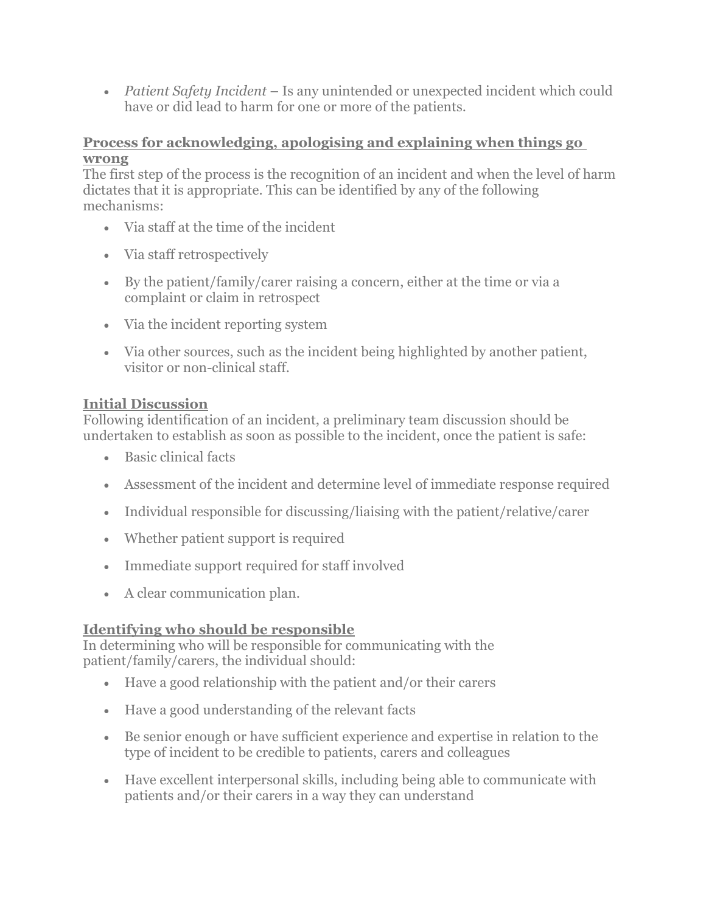- *Patient Safety Incident* – Is any unintended or unexpected incident which could have or did lead to harm for one or more of the patients.

## Process for acknowledging, apologising and explaining when things go wrong

The first step of the process is the recognition of an incident and when the level of harm dictates that it is appropriate. This can be identified by any of the following mechanisms:

- Via staff at the time of the incident
- Via staff retrospectively
- By the patient/family/carer raising a concern, either at the time or via a complaint or claim in retrospect
- Via the incident reporting system
- Via other sources, such as the incident being highlighted by another patient, visitor or non-clinical staff.

## Initial Discussion

Following identification of an incident, a preliminary team discussion should be undertaken to establish as soon as possible to the incident, once the patient is safe:

- Basic clinical facts
- Assessment of the incident and determine level of immediate response required
- Individual responsible for discussing/liaising with the patient/relative/carer
- Whether patient support is required
- Immediate support required for staff involved
- A clear communication plan.

## Identifying who should be responsible

In determining who will be responsible for communicating with the patient/family/carers, the individual should:

- Have a good relationship with the patient and/or their carers
- Have a good understanding of the relevant facts
- Be senior enough or have sufficient experience and expertise in relation to the type of incident to be credible to patients, carers and colleagues
- Have excellent interpersonal skills, including being able to communicate with patients and/or their carers in a way they can understand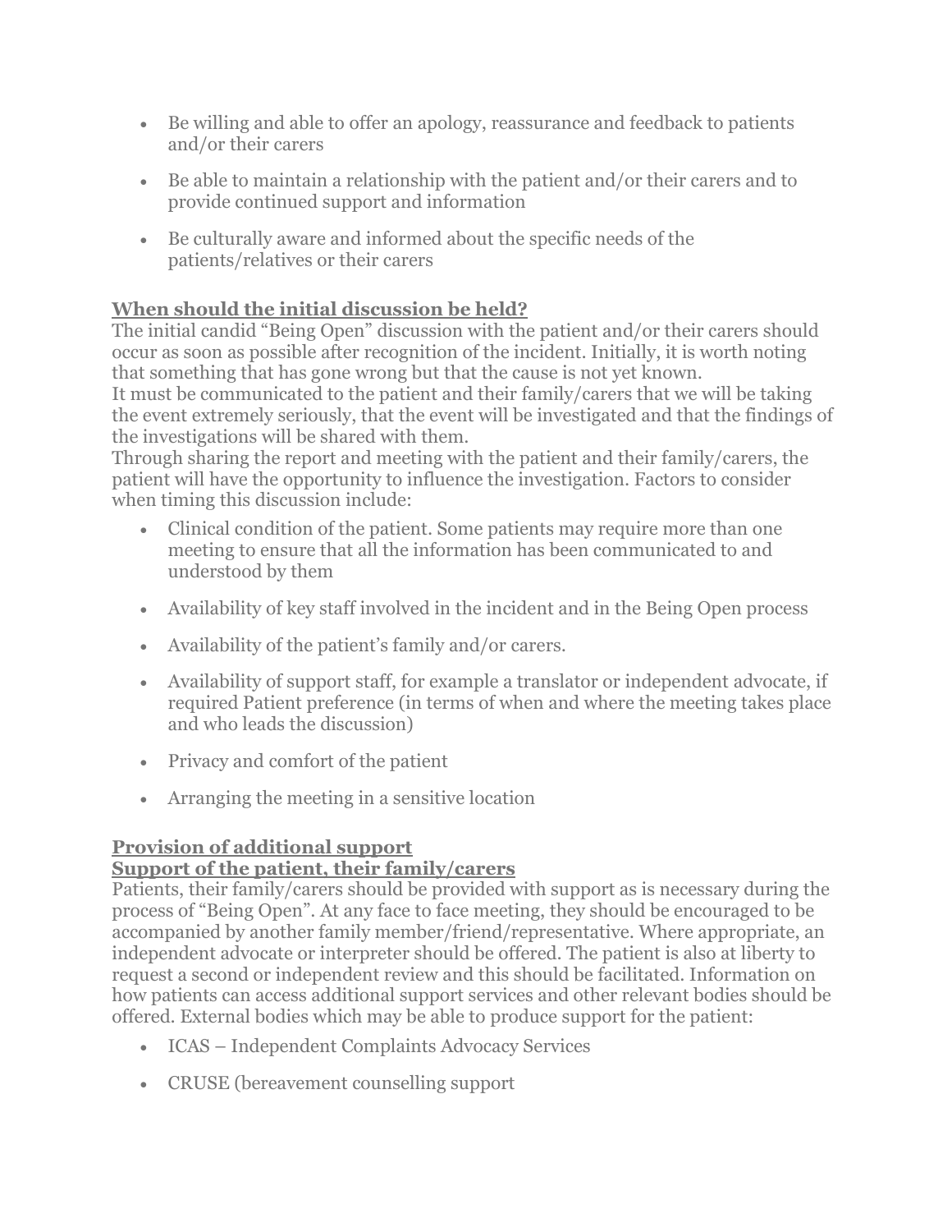- Be willing and able to offer an apology, reassurance and feedback to patients and/or their carers
- Be able to maintain a relationship with the patient and/or their carers and to provide continued support and information
- Be culturally aware and informed about the specific needs of the patients/relatives or their carers

## When should the initial discussion be held?

The initial candid "Being Open" discussion with the patient and/or their carers should occur as soon as possible after recognition of the incident. Initially, it is worth noting that something that has gone wrong but that the cause is not yet known.

It must be communicated to the patient and their family/carers that we will be taking the event extremely seriously, that the event will be investigated and that the findings of the investigations will be shared with them.

Through sharing the report and meeting with the patient and their family/carers, the patient will have the opportunity to influence the investigation. Factors to consider when timing this discussion include:

- Clinical condition of the patient. Some patients may require more than one meeting to ensure that all the information has been communicated to and understood by them
- Availability of key staff involved in the incident and in the Being Open process
- Availability of the patient's family and/or carers.
- Availability of support staff, for example a translator or independent advocate, if required Patient preference (in terms of when and where the meeting takes place and who leads the discussion)
- Privacy and comfort of the patient
- Arranging the meeting in a sensitive location

## Provision of additional support

### Support of the patient, their family/carers

Patients, their family/carers should be provided with support as is necessary during the process of "Being Open". At any face to face meeting, they should be encouraged to be accompanied by another family member/friend/representative. Where appropriate, an independent advocate or interpreter should be offered. The patient is also at liberty to request a second or independent review and this should be facilitated. Information on how patients can access additional support services and other relevant bodies should be offered. External bodies which may be able to produce support for the patient:

- ICAS – Independent Complaints Advocacy Services
- CRUSE (bereavement counselling support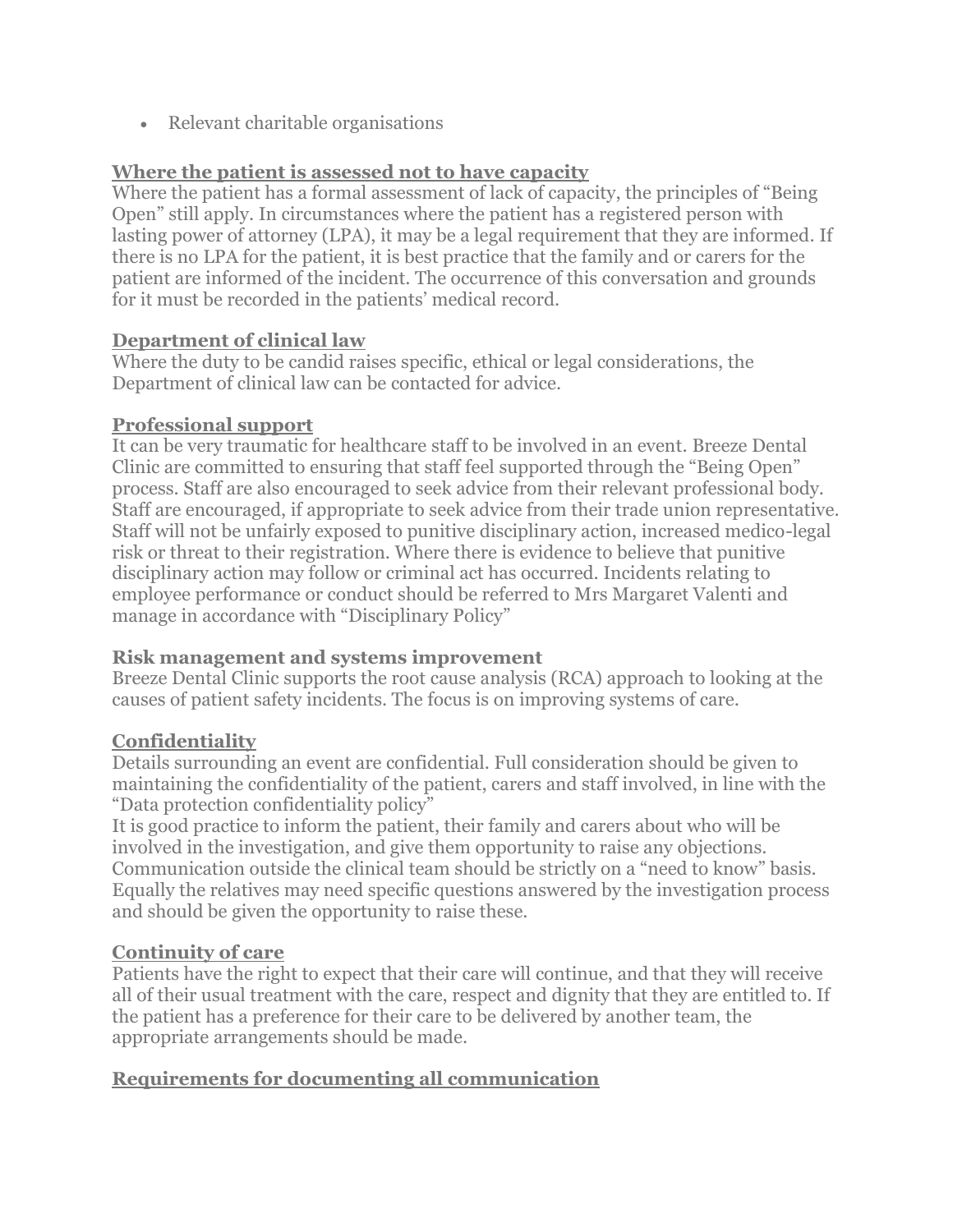- Relevant charitable organisations

## Where the patient is assessed not to have capacity

Where the patient has a formal assessment of lack of capacity, the principles of "Being Open" still apply. In circumstances where the patient has a registered person with lasting power of attorney (LPA), it may be a legal requirement that they are informed. If there is no LPA for the patient, it is best practice that the family and or carers for the patient are informed of the incident. The occurrence of this conversation and grounds for it must be recorded in the patients' medical record.

## Department of clinical law

Where the duty to be candid raises specific, ethical or legal considerations, the Department of clinical law can be contacted for advice.

## Professional support

It can be very traumatic for healthcare staff to be involved in an event. Breeze Dental Clinic are committed to ensuring that staff feel supported through the "Being Open" process. Staff are also encouraged to seek advice from their relevant professional body. Staff are encouraged, if appropriate to seek advice from their trade union representative. Staff will not be unfairly exposed to punitive disciplinary action, increased medico-legal risk or threat to their registration. Where there is evidence to believe that punitive disciplinary action may follow or criminal act has occurred. Incidents relating to employee performance or conduct should be referred to Mrs Margaret Valenti and manage in accordance with "Disciplinary Policy"

**Risk management and systems improvement**

Breeze Dental Clinic supports the root cause analysis (RCA) approach to looking at the causes of patient safety incidents. The focus is on improving systems of care.

## Confidentiality

Details surrounding an event are confidential. Full consideration should be given to maintaining the confidentiality of the patient, carers and staff involved, in line with the "Data protection confidentiality policy"

It is good practice to inform the patient, their family and carers about who will be involved in the investigation, and give them opportunity to raise any objections. Communication outside the clinical team should be strictly on a "need to know" basis. Equally the relatives may need specific questions answered by the investigation process and should be given the opportunity to raise these.

## Continuity of care

Patients have the right to expect that their care will continue, and that they will receive all of their usual treatment with the care, respect and dignity that they are entitled to. If the patient has a preference for their care to be delivered by another team, the appropriate arrangements should be made.

## Requirements for documenting all communication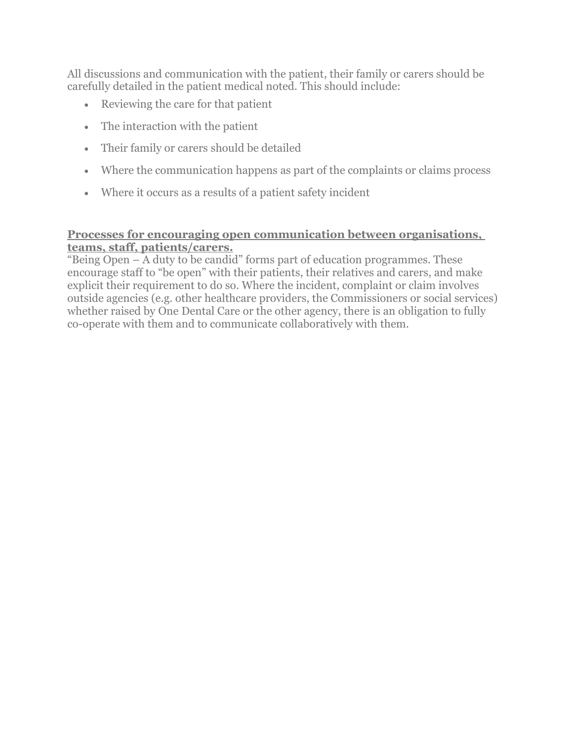All discussions and communication with the patient, their family or carers should be carefully detailed in the patient medical noted. This should include:

- Reviewing the care for that patient
- The interaction with the patient
- Their family or carers should be detailed
- Where the communication happens as part of the complaints or claims process
- Where it occurs as a results of a patient safety incident

**Processes for encouraging open communication between organisations, teams, staff, patients/carers.**

"Being Open – A duty to be candid" forms part of education programmes. These encourage staff to "be open" with their patients, their relatives and carers, and make explicit their requirement to do so. Where the incident, complaint or claim involves outside agencies (e.g. other healthcare providers, the Commissioners or social services) whether raised by One Dental Care or the other agency, there is an obligation to fully co-operate with them and to communicate collaboratively with them.